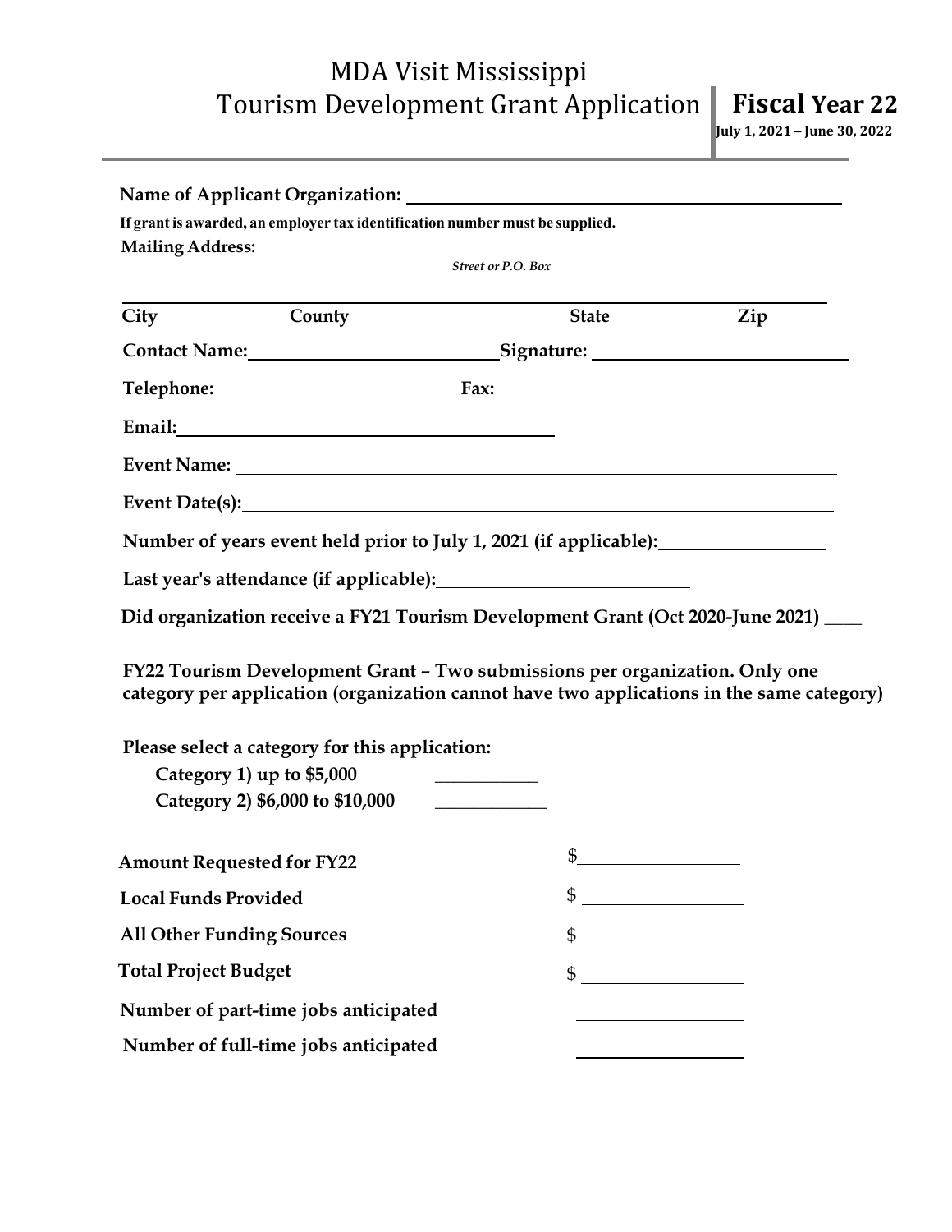# MDA Visit Mississippi
## Tourism Development Grant Application

**Fiscal Year 22**
**July 1, 2021 – June 30, 2022**

**Name of Applicant Organization:** ______________________________

**If grant is awarded, an employer tax identification number must be supplied.**

**Mailing Address:** ______________________________
*Street or P.O. Box*

______________________________

| City | County | State | Zip |
|---|---|---|---|

**Contact Name:** ______________ **Signature:** ______________

**Telephone:** ______________ **Fax:** ______________

**Email:** ______________________________

**Event Name:** ______________________________

**Event Date(s):** ______________________________

**Number of years event held prior to July 1, 2021 (if applicable):** ______________

**Last year's attendance (if applicable):** ______________

**Did organization receive a FY21 Tourism Development Grant (Oct 2020-June 2021)** ____

**FY22 Tourism Development Grant – Two submissions per organization. Only one category per application (organization cannot have two applications in the same category)**

**Please select a category for this application:**

- **Category 1) up to $5,000** __________
- **Category 2) $6,000 to $10,000** __________

| | |
|---|---|
| **Amount Requested for FY22** | $ ______________ |
| **Local Funds Provided** | $ ______________ |
| **All Other Funding Sources** | $ ______________ |
| **Total Project Budget** | $ ______________ |
| **Number of part-time jobs anticipated** | ______________ |
| **Number of full-time jobs anticipated** | ______________ |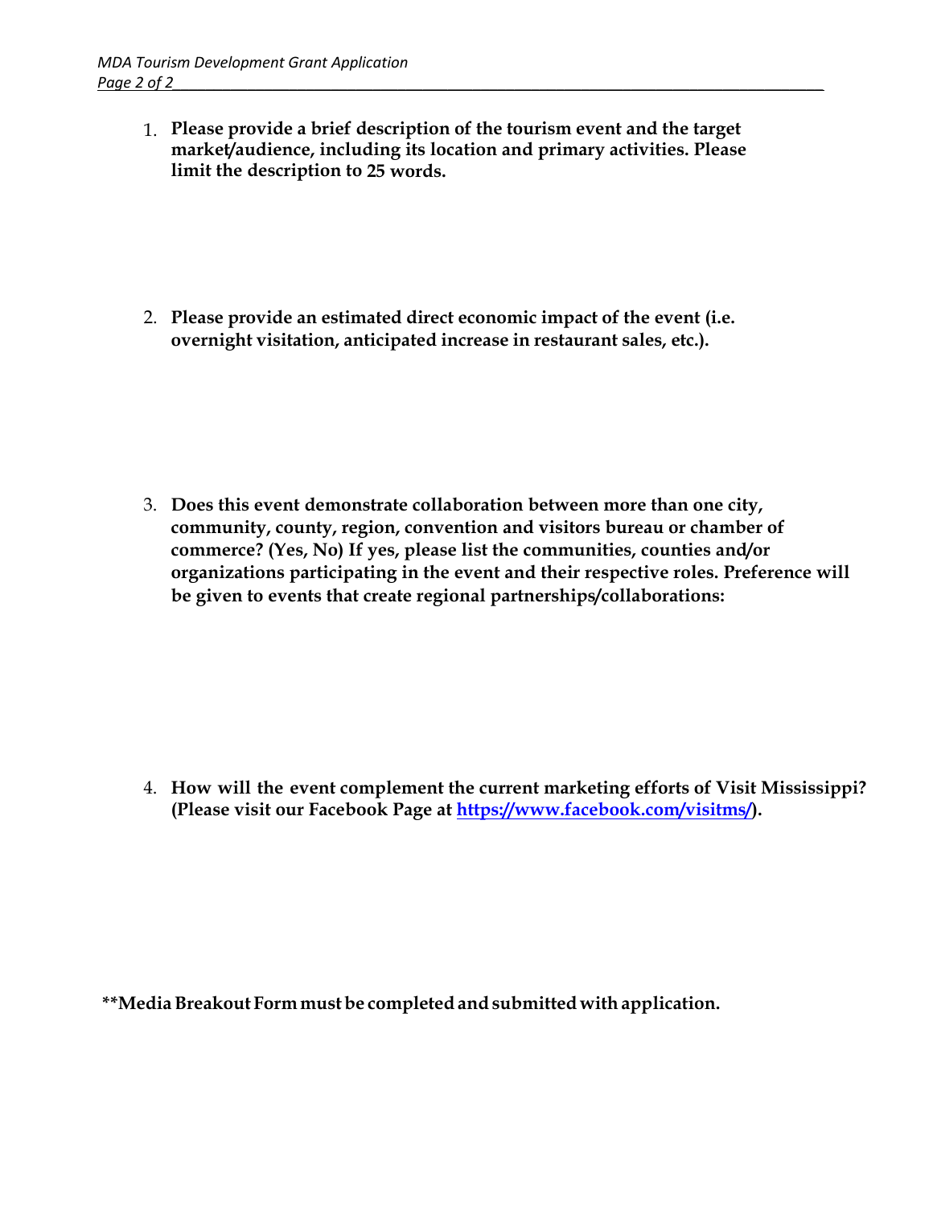1. **Please provide a brief description of the tourism event and the target market/audience, including its location and primary activities. Please limit the description to 25 words.**

2. **Please provide an estimated direct economic impact of the event (i.e. overnight visitation, anticipated increase in restaurant sales, etc.).**

3. **Does this event demonstrate collaboration between more than one city, community, county, region, convention and visitors bureau or chamber of commerce? (Yes, No) If yes, please list the communities, counties and/or organizations participating in the event and their respective roles. Preference will be given to events that create regional partnerships/collaborations:**

4. **How will the event complement the current marketing efforts of Visit Mississippi? (Please visit our Facebook Page at [https://www.facebook.com/visitms/](https://www.facebook.com/visitms/)).**

**\*\*Media Breakout Form must be completed and submitted with application.**